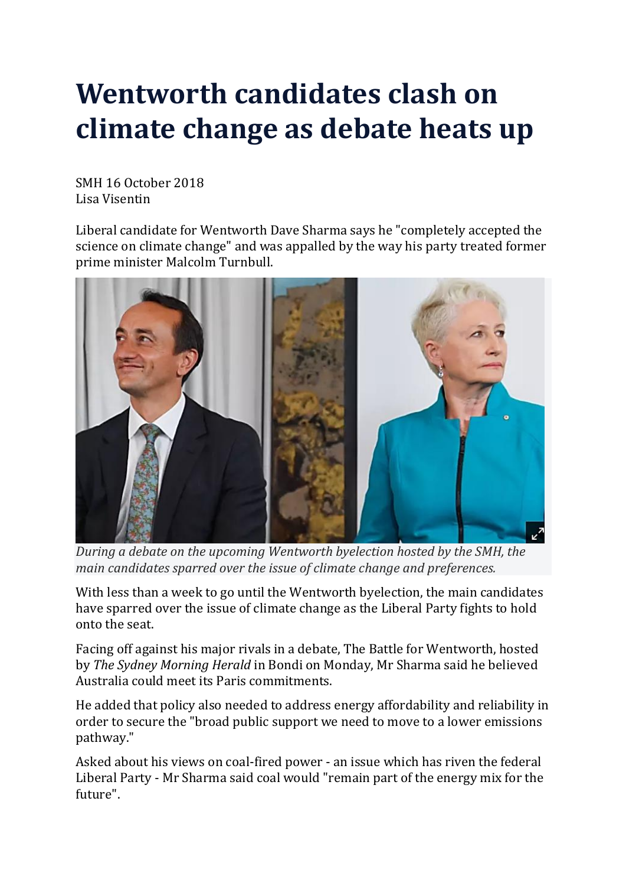# Wentworth candidates clash on climate change as debate heats up

SMH 16 October 2018
Lisa Visentin

Liberal candidate for Wentworth Dave Sharma says he "completely accepted the science on climate change" and was appalled by the way his party treated former prime minister Malcolm Turnbull.

*During a debate on the upcoming Wentworth byelection hosted by the SMH, the main candidates sparred over the issue of climate change and preferences.*

With less than a week to go until the Wentworth byelection, the main candidates have sparred over the issue of climate change as the Liberal Party fights to hold onto the seat.

Facing off against his major rivals in a debate, The Battle for Wentworth, hosted by *The Sydney Morning Herald* in Bondi on Monday, Mr Sharma said he believed Australia could meet its Paris commitments.

He added that policy also needed to address energy affordability and reliability in order to secure the "broad public support we need to move to a lower emissions pathway."

Asked about his views on coal-fired power - an issue which has riven the federal Liberal Party - Mr Sharma said coal would "remain part of the energy mix for the future".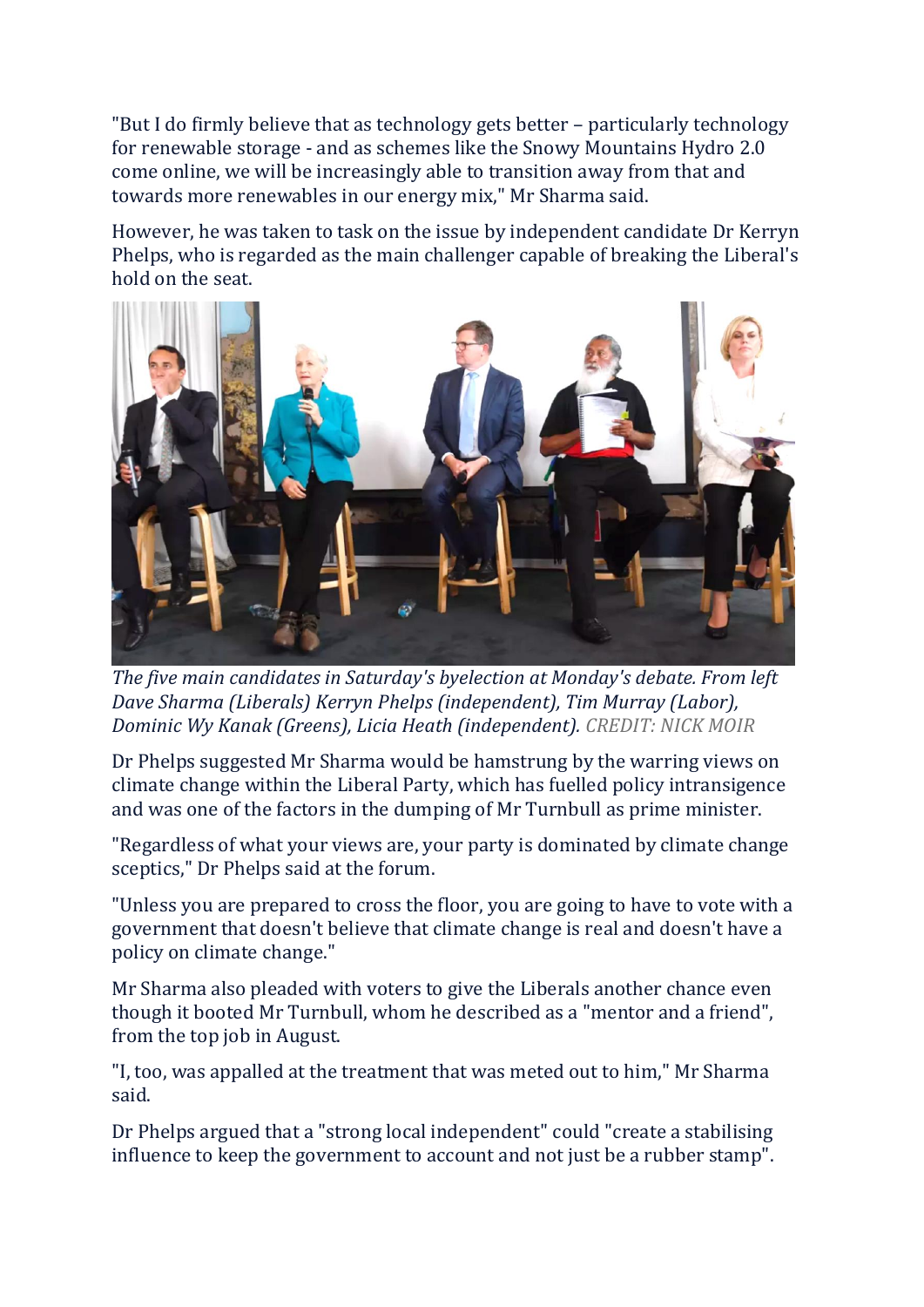"But I do firmly believe that as technology gets better – particularly technology for renewable storage - and as schemes like the Snowy Mountains Hydro 2.0 come online, we will be increasingly able to transition away from that and towards more renewables in our energy mix," Mr Sharma said.

However, he was taken to task on the issue by independent candidate Dr Kerryn Phelps, who is regarded as the main challenger capable of breaking the Liberal's hold on the seat.

*The five main candidates in Saturday's byelection at Monday's debate. From left Dave Sharma (Liberals) Kerryn Phelps (independent), Tim Murray (Labor), Dominic Wy Kanak (Greens), Licia Heath (independent).* CREDIT: NICK MOIR

Dr Phelps suggested Mr Sharma would be hamstrung by the warring views on climate change within the Liberal Party, which has fuelled policy intransigence and was one of the factors in the dumping of Mr Turnbull as prime minister.

"Regardless of what your views are, your party is dominated by climate change sceptics," Dr Phelps said at the forum.

"Unless you are prepared to cross the floor, you are going to have to vote with a government that doesn't believe that climate change is real and doesn't have a policy on climate change."

Mr Sharma also pleaded with voters to give the Liberals another chance even though it booted Mr Turnbull, whom he described as a "mentor and a friend", from the top job in August.

"I, too, was appalled at the treatment that was meted out to him," Mr Sharma said.

Dr Phelps argued that a "strong local independent" could "create a stabilising influence to keep the government to account and not just be a rubber stamp".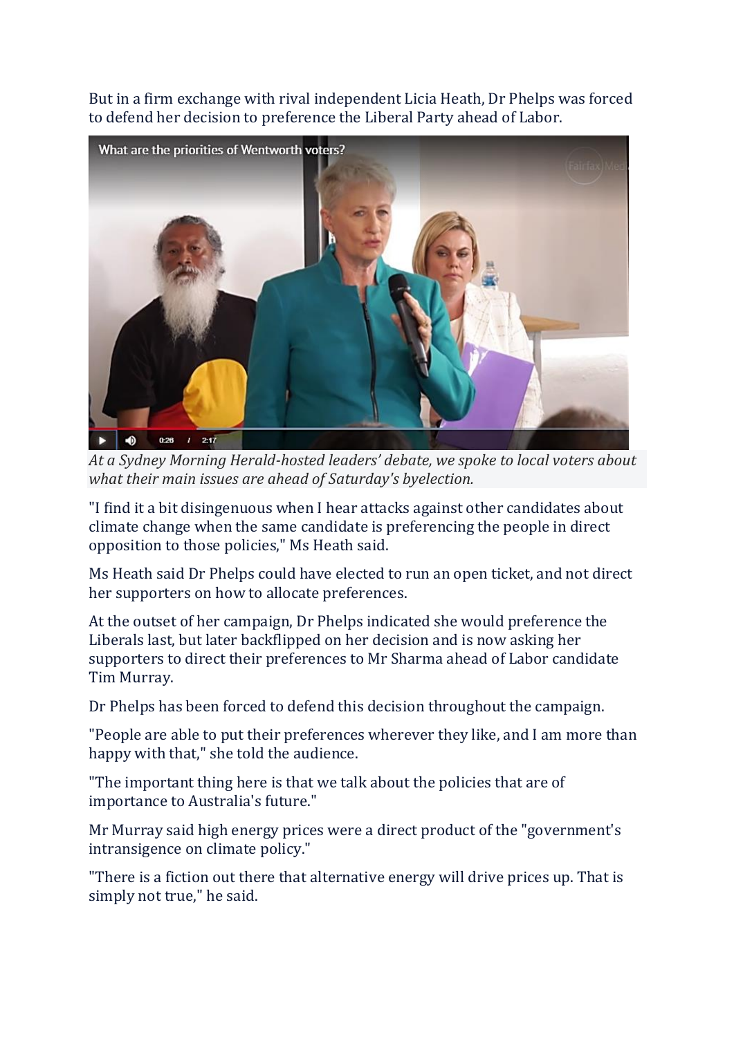But in a firm exchange with rival independent Licia Heath, Dr Phelps was forced to defend her decision to preference the Liberal Party ahead of Labor.

*At a Sydney Morning Herald-hosted leaders' debate, we spoke to local voters about what their main issues are ahead of Saturday's byelection.*

"I find it a bit disingenuous when I hear attacks against other candidates about climate change when the same candidate is preferencing the people in direct opposition to those policies," Ms Heath said.

Ms Heath said Dr Phelps could have elected to run an open ticket, and not direct her supporters on how to allocate preferences.

At the outset of her campaign, Dr Phelps indicated she would preference the Liberals last, but later backflipped on her decision and is now asking her supporters to direct their preferences to Mr Sharma ahead of Labor candidate Tim Murray.

Dr Phelps has been forced to defend this decision throughout the campaign.

"People are able to put their preferences wherever they like, and I am more than happy with that," she told the audience.

"The important thing here is that we talk about the policies that are of importance to Australia's future."

Mr Murray said high energy prices were a direct product of the "government's intransigence on climate policy."

"There is a fiction out there that alternative energy will drive prices up. That is simply not true," he said.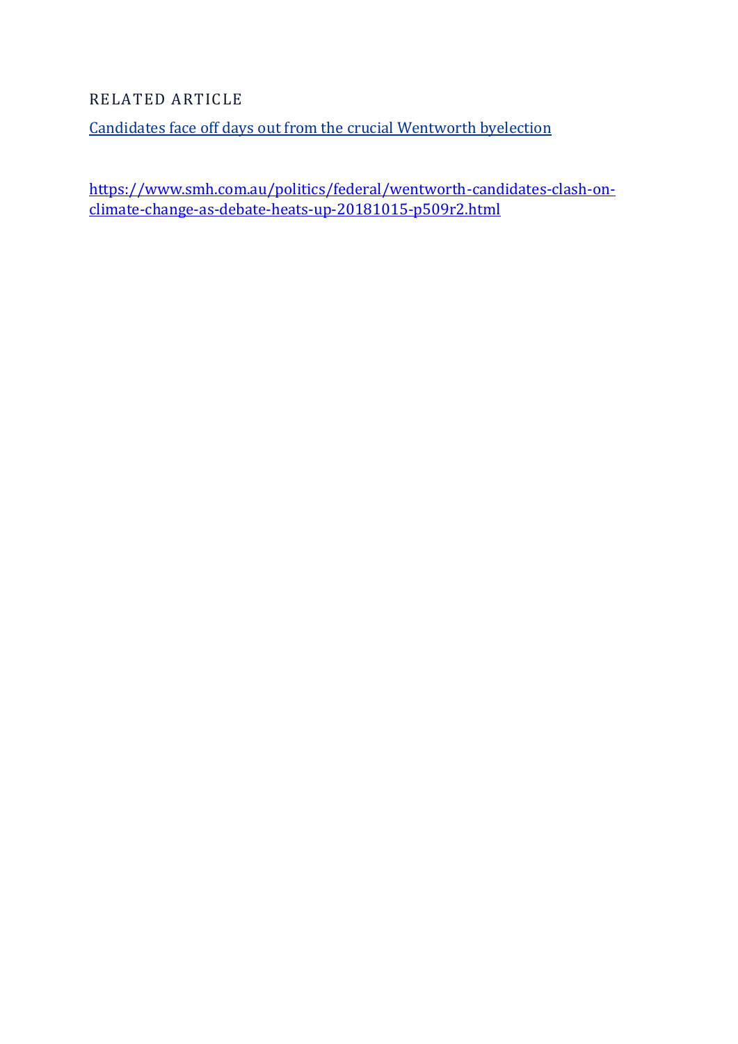RELATED ARTICLE

[Candidates face off days out from the crucial Wentworth byelection](https://www.smh.com.au/politics/federal/wentworth-candidates-clash-on-climate-change-as-debate-heats-up-20181015-p509r2.html)

https://www.smh.com.au/politics/federal/wentworth-candidates-clash-on-climate-change-as-debate-heats-up-20181015-p509r2.html